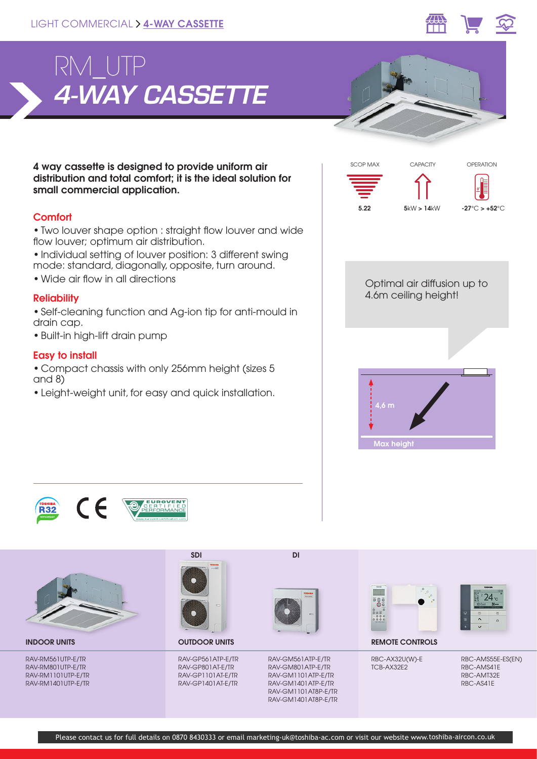LIGHT COMMERCIAL > **4-WAY CASSETTE**

# RM_UTP
## *4-WAY CASSETTE*

**4 way cassette is designed to provide uniform air distribution and total comfort; it is the ideal solution for small commercial application.**

### Comfort

- Two louver shape option : straight flow louver and wide flow louver; optimum air distribution.
- Individual setting of louver position: 3 different swing mode: standard, diagonally, opposite, turn around.
- Wide air flow in all directions

### Reliability

- Self-cleaning function and Ag-ion tip for anti-mould in drain cap.
- Built-in high-lift drain pump

### Easy to install

- Compact chassis with only 256mm height (sizes 5 and 8)
- Leight-weight unit, for easy and quick installation.

| SCOP MAX | CAPACITY | OPERATION |
|---|---|---|
| **5.22** | **5**kW > **14**kW | **-27**°C > **+52**°C |

Optimal air diffusion up to 4.6m ceiling height!

4,6 m

Max height

| INDOOR UNITS | OUTDOOR UNITS (SDI) | OUTDOOR UNITS (DI) | REMOTE CONTROLS | |
|---|---|---|---|---|
| RAV-RM561UTP-E/TR | RAV-GP561ATP-E/TR | RAV-GM561ATP-E/TR | RBC-AX32U(W)-E | RBC-AMS55E-ES(EN) |
| RAV-RM801UTP-E/TR | RAV-GP801AT-E/TR | RAV-GM801ATP-E/TR | TCB-AX32E2 | RBC-AMS41E |
| RAV-RM1101UTP-E/TR | RAV-GP1101AT-E/TR | RAV-GM1101ATP-E/TR | | RBC-AMT32E |
| RAV-RM1401UTP-E/TR | RAV-GP1401AT-E/TR | RAV-GM1401ATP-E/TR | | RBC-AS41E |
| | | RAV-GM1101AT8P-E/TR | | |
| | | RAV-GM1401AT8P-E/TR | | |

Please contact us for full details on 0870 8430333 or email marketing-uk@toshiba-ac.com or visit our website www.toshiba-aircon.co.uk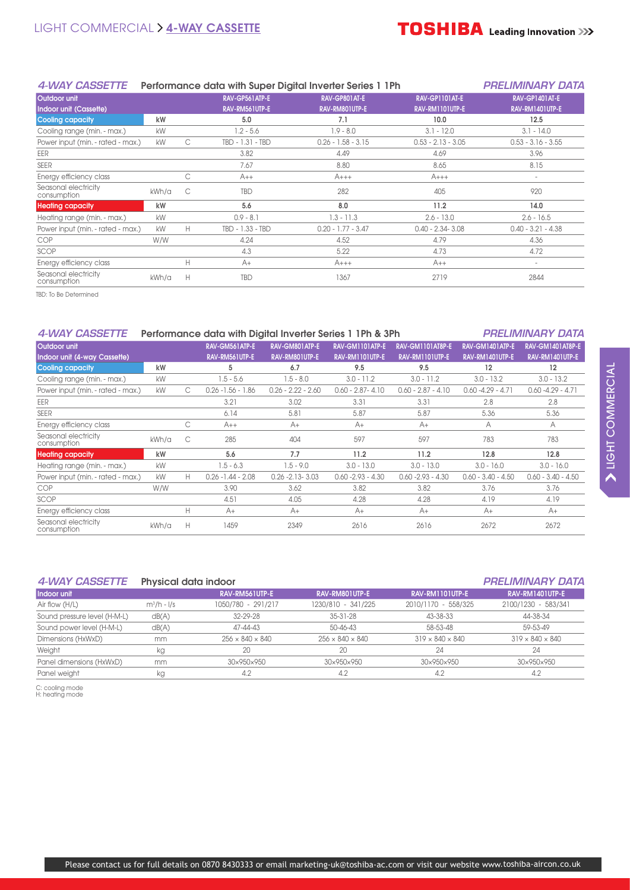# LIGHT COMMERCIAL > 4-WAY CASSETTE

## 4-WAY CASSETTE Performance data with Super Digital Inverter Series 1 1Ph

*PRELIMINARY DATA*

| Outdoor unit | | | RAV-GP561ATP-E | RAV-GP801AT-E | RAV-GP1101AT-E | RAV-GP1401AT-E |
|---|---|---|---|---|---|---|
| Indoor unit (Cassette) | | | RAV-RM561UTP-E | RAV-RM801UTP-E | RAV-RM1101UTP-E | RAV-RM1401UTP-E |
| **Cooling capacity** | **kW** | | **5.0** | **7.1** | **10.0** | **12.5** |
| Cooling range (min. - max.) | kW | | 1.2 - 5.6 | 1.9 - 8.0 | 3.1 - 12.0 | 3.1 - 14.0 |
| Power input (min. - rated - max.) | kW | C | TBD - 1.31 - TBD | 0.26 - 1.58 - 3.15 | 0.53 - 2.13 - 3.05 | 0.53 - 3.16 - 3.55 |
| EER | | | 3.82 | 4.49 | 4.69 | 3.96 |
| SEER | | | 7.67 | 8.80 | 8.65 | 8.15 |
| Energy efficiency class | | C | A++ | A+++ | A+++ | - |
| Seasonal electricity consumption | kWh/a | C | TBD | 282 | 405 | 920 |
| **Heating capacity** | **kW** | | **5.6** | **8.0** | **11.2** | **14.0** |
| Heating range (min. - max.) | kW | | 0.9 - 8.1 | 1.3 - 11.3 | 2.6 - 13.0 | 2.6 - 16.5 |
| Power input (min. - rated - max.) | kW | H | TBD - 1.33 - TBD | 0.20 - 1.77 - 3.47 | 0.40 - 2.34- 3.08 | 0.40 - 3.21 - 4.38 |
| COP | W/W | | 4.24 | 4.52 | 4.79 | 4.36 |
| SCOP | | | 4.3 | 5.22 | 4.73 | 4.72 |
| Energy efficiency class | | H | A+ | A+++ | A++ | - |
| Seasonal electricity consumption | kWh/a | H | TBD | 1367 | 2719 | 2844 |

TBD: To Be Determined

## 4-WAY CASSETTE Performance data with Digital Inverter Series 1 1Ph & 3Ph

*PRELIMINARY DATA*

| Outdoor unit | | | RAV-GM561ATP-E | RAV-GM801ATP-E | RAV-GM1101ATP-E | RAV-GM1101AT8P-E | RAV-GM1401ATP-E | RAV-GM1401AT8P-E |
|---|---|---|---|---|---|---|---|---|
| Indoor unit (4-way Cassette) | | | RAV-RM561UTP-E | RAV-RM801UTP-E | RAV-RM1101UTP-E | RAV-RM1101UTP-E | RAV-RM1401UTP-E | RAV-RM1401UTP-E |
| **Cooling capacity** | **kW** | | **5** | **6.7** | **9.5** | **9.5** | **12** | **12** |
| Cooling range (min. - max.) | kW | | 1.5 - 5.6 | 1.5 - 8.0 | 3.0 - 11.2 | 3.0 - 11.2 | 3.0 - 13.2 | 3.0 - 13.2 |
| Power input (min. - rated - max.) | kW | C | 0.26 -1.56 - 1.86 | 0.26 - 2.22 - 2.60 | 0.60 - 2.87- 4.10 | 0.60 - 2.87 - 4.10 | 0.60 -4.29 - 4.71 | 0.60 -4.29 - 4.71 |
| EER | | | 3.21 | 3.02 | 3.31 | 3.31 | 2.8 | 2.8 |
| SEER | | | 6.14 | 5.81 | 5.87 | 5.87 | 5.36 | 5.36 |
| Energy efficiency class | | C | A++ | A+ | A+ | A+ | A | A |
| Seasonal electricity consumption | kWh/a | C | 285 | 404 | 597 | 597 | 783 | 783 |
| **Heating capacity** | **kW** | | **5.6** | **7.7** | **11.2** | **11.2** | **12.8** | **12.8** |
| Heating range (min. - max.) | kW | | 1.5 - 6.3 | 1.5 - 9.0 | 3.0 - 13.0 | 3.0 - 13.0 | 3.0 - 16.0 | 3.0 - 16.0 |
| Power input (min. - rated - max.) | kW | H | 0.26 -1.44 - 2.08 | 0.26 -2.13- 3.03 | 0.60 -2.93 - 4.30 | 0.60 -2.93 - 4.30 | 0.60 - 3.40 - 4.50 | 0.60 - 3.40 - 4.50 |
| COP | W/W | | 3.90 | 3.62 | 3.82 | 3.82 | 3.76 | 3.76 |
| SCOP | | | 4.51 | 4.05 | 4.28 | 4.28 | 4.19 | 4.19 |
| Energy efficiency class | | H | A+ | A+ | A+ | A+ | A+ | A+ |
| Seasonal electricity consumption | kWh/a | H | 1459 | 2349 | 2616 | 2616 | 2672 | 2672 |

## 4-WAY CASSETTE Physical data indoor

*PRELIMINARY DATA*

| Indoor unit | | RAV-RM561UTP-E | RAV-RM801UTP-E | RAV-RM1101UTP-E | RAV-RM1401UTP-E |
|---|---|---|---|---|---|
| Air flow (H/L) | $m^3$/h - l/s | 1050/780 - 291/217 | 1230/810 - 341/225 | 2010/1170 - 558/325 | 2100/1230 - 583/341 |
| Sound pressure level (H-M-L) | dB(A) | 32-29-28 | 35-31-28 | 43-38-33 | 44-38-34 |
| Sound power level (H-M-L) | dB(A) | 47-44-43 | 50-46-43 | 58-53-48 | 59-53-49 |
| Dimensions (HxWxD) | mm | 256 × 840 × 840 | 256 × 840 × 840 | 319 × 840 × 840 | 319 × 840 × 840 |
| Weight | kg | 20 | 20 | 24 | 24 |
| Panel dimensions (HxWxD) | mm | 30×950×950 | 30×950×950 | 30×950×950 | 30×950×950 |
| Panel weight | kg | 4.2 | 4.2 | 4.2 | 4.2 |

C: cooling mode
H: heating mode

Please contact us for full details on 0870 8430333 or email marketing-uk@toshiba-ac.com or visit our website www.toshiba-aircon.co.uk